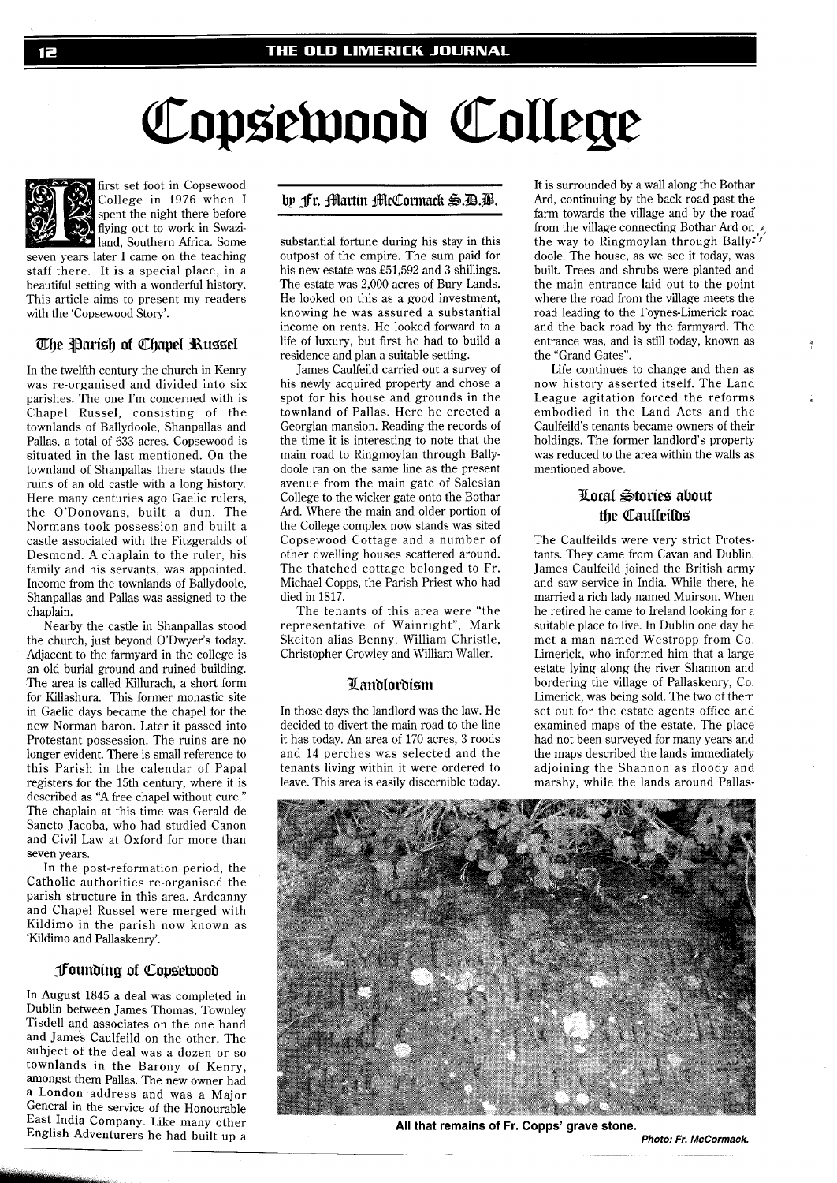# Copsewood College

by Fr. Martin McCormack S.D.B.

I first set foot in Copsewood College in 1976 when I spent the night there before flying out to work in Swaziland, Southern Africa. Some seven years later I came on the teaching staff there. It is a special place, in a beautiful setting with a wonderful history. This article aims to present my readers with the 'Copsewood Story'.

## The Parish of Chapel Russel

In the twelfth century the church in Kenry was re-organised and divided into six parishes. The one I'm concerned with is Chapel Russel, consisting of the townlands of Ballydoole, Shanpallas and Pallas, a total of 633 acres. Copsewood is situated in the last mentioned. On the townland of Shanpallas there stands the ruins of an old castle with a long history. Here many centuries ago Gaelic rulers, the O'Donovans, built a dun. The Normans took possession and built a castle associated with the Fitzgeralds of Desmond. A chaplain to the ruler, his family and his servants, was appointed. Income from the townlands of Ballydoole, Shanpallas and Pallas was assigned to the chaplain.

Nearby the castle in Shanpallas stood the church, just beyond O'Dwyer's today. Adjacent to the farmyard in the college is an old burial ground and ruined building. The area is called Killurach, a short form for Killashura. This former monastic site in Gaelic days became the chapel for the new Norman baron. Later it passed into Protestant possession. The ruins are no longer evident. There is small reference to this Parish in the calendar of Papal registers for the 15th century, where it is described as "A free chapel without cure." The chaplain at this time was Gerald de Sancto Jacoba, who had studied Canon and Civil Law at Oxford for more than seven years.

In the post-reformation period, the Catholic authorities re-organised the parish structure in this area. Ardcanny and Chapel Russel were merged with Kildimo in the parish now known as 'Kildimo and Pallaskenry'.

## Founding of Copsewood

In August 1845 a deal was completed in Dublin between James Thomas, Townley Tisdell and associates on the one hand and James Caulfeild on the other. The subject of the deal was a dozen or so townlands in the Barony of Kenry, amongst them Pallas. The new owner had a London address and was a Major General in the service of the Honourable East India Company. Like many other English Adventurers he had built up a substantial fortune during his stay in this outpost of the empire. The sum paid for his new estate was £51,592 and 3 shillings. The estate was 2,000 acres of Bury Lands. He looked on this as a good investment, knowing he was assured a substantial income on rents. He looked forward to a life of luxury, but first he had to build a residence and plan a suitable setting.

James Caulfeild carried out a survey of his newly acquired property and chose a spot for his house and grounds in the townland of Pallas. Here he erected a Georgian mansion. Reading the records of the time it is interesting to note that the main road to Ringmoylan through Ballydoole ran on the same line as the present avenue from the main gate of Salesian College to the wicker gate onto the Bothar Ard. Where the main and older portion of the College complex now stands was sited Copsewood Cottage and a number of other dwelling houses scattered around. The thatched cottage belonged to Fr. Michael Copps, the Parish Priest who had died in 1817.

The tenants of this area were "the representative of Wainright", Mark Skeiton alias Benny, William Christle, Christopher Crowley and William Waller.

## Landlordism

In those days the landlord was the law. He decided to divert the main road to the line it has today. An area of 170 acres, 3 roods and 14 perches was selected and the tenants living within it were ordered to leave. This area is easily discernible today. It is surrounded by a wall along the Bothar Ard, continuing by the back road past the farm towards the village and by the road from the village connecting Bothar Ard on the way to Ringmoylan through Ballydoole. The house, as we see it today, was built. Trees and shrubs were planted and the main entrance laid out to the point where the road from the village meets the road leading to the Foynes-Limerick road and the back road by the farmyard. The entrance was, and is still today, known as the "Grand Gates".

Life continues to change and then as now history asserted itself. The Land League agitation forced the reforms embodied in the Land Acts and the Caulfeild's tenants became owners of their holdings. The former landlord's property was reduced to the area within the walls as mentioned above.

## Local Stories about the Caulfeilds

The Caulfeilds were very strict Protestants. They came from Cavan and Dublin. James Caulfeild joined the British army and saw service in India. While there, he married a rich lady named Muirson. When he retired he came to Ireland looking for a suitable place to live. In Dublin one day he met a man named Westropp from Co. Limerick, who informed him that a large estate lying along the river Shannon and bordering the village of Pallaskenry, Co. Limerick, was being sold. The two of them set out for the estate agents office and examined maps of the estate. The place had not been surveyed for many years and the maps described the lands immediately adjoining the Shannon as floody and marshy, while the lands around Pallas-

All that remains of Fr. Copps' grave stone.

*Photo: Fr. McCormack.*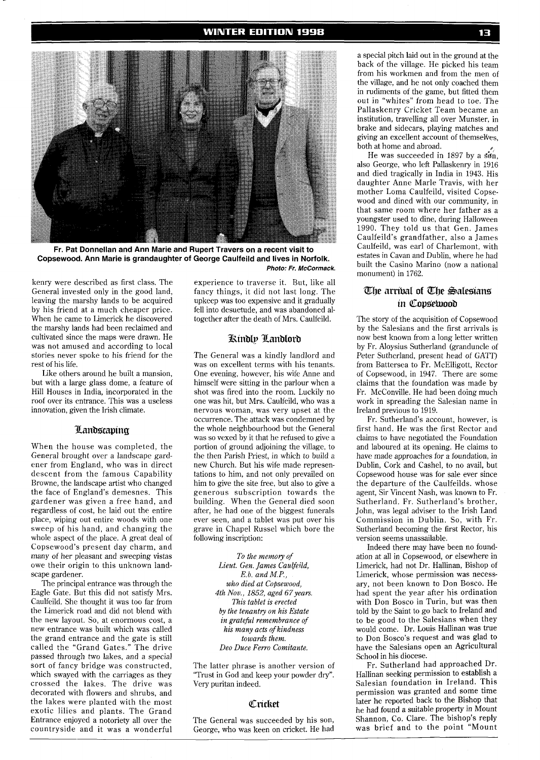Fr. Pat Donnellan and Ann Marie and Rupert Travers on a recent visit to Copsewood. Ann Marie is grandaughter of George Caulfeild and lives in Norfolk.
*Photo: Fr. McCormack.*

kenry were described as first class. The General invested only in the good land, leaving the marshy lands to be acquired by his friend at a much cheaper price. When he came to Limerick he discovered the marshy lands had been reclaimed and cultivated since the maps were drawn. He was not amused and according to local stories never spoke to his friend for the rest of his life.

Like others around he built a mansion, but with a large glass dome, a feature of Hill Houses in India, incorporated in the roof over its entrance. This was a useless innovation, given the Irish climate.

## Landscaping

When the house was completed, the General brought over a landscape gardener from England, who was in direct descent from the famous Capability Browne, the landscape artist who changed the face of England's demesnes. This gardener was given a free hand, and regardless of cost, he laid out the entire place, wiping out entire woods with one sweep of his hand, and changing the whole aspect of the place. A great deal of Copsewood's present day charm, and many of her pleasant and sweeping vistas owe their origin to this unknown landscape gardener.

The principal entrance was through the Eagle Gate. But this did not satisfy Mrs. Caulfeild. She thought it was too far from the Limerick road and did not blend with the new layout. So, at enormous cost, a new entrance was built which was called the grand entrance and the gate is still called the "Grand Gates." The drive passed through two lakes, and a special sort of fancy bridge was constructed, which swayed with the carriages as they crossed the lakes. The drive was decorated with flowers and shrubs, and the lakes were planted with the most exotic lilies and plants. The Grand Entrance enjoyed a notoriety all over the countryside and it was a wonderful experience to traverse it. But, like all fancy things, it did not last long. The upkeep was too expensive and it gradually fell into desuetude, and was abandoned altogether after the death of Mrs. Caulfeild.

## Kindly Landlord

The General was a kindly landlord and was on excellent terms with his tenants. One evening, however, his wife Anne and himself were sitting in the parlour when a shot was fired into the room. Luckily no one was hit, but Mrs. Caulfeild, who was a nervous woman, was very upset at the occurrence. The attack was condemned by the whole neighbourhood but the General was so vexed by it that he refused to give a portion of ground adjoining the village, to the then Parish Priest, in which to build a new Church. But his wife made representations to him, and not only prevailed on him to give the site free, but also to give a generous subscription towards the building. When the General died soon after, he had one of the biggest funerals ever seen, and a tablet was put over his grave in Chapel Russel which bore the following inscription:

*To the memory of*
*Lieut. Gen. James Caulfeild,*
*E.b. and M.P.,*
*who died at Copsewood,*
*4th Nov., 1852, aged 67 years.*
*This tablet is erected*
*by the tenantry on his Estate*
*in grateful remembrance of*
*his many acts of kindness*
*towards them.*
*Deo Duce Ferro Comitante.*

The latter phrase is another version of "Trust in God and keep your powder dry". Very puritan indeed.

## Cricket

The General was succeeded by his son, George, who was keen on cricket. He had a special pitch laid out in the ground at the back of the village. He picked his team from his workmen and from the men of the village, and he not only coached them in rudiments of the game, but fitted them out in "whites" from head to toe. The Pallaskenry Cricket Team became an institution, travelling all over Munster, in brake and sidecars, playing matches and giving an excellent account of themselves, both at home and abroad.

He was succeeded in 1897 by a son, also George, who left Pallaskenry in 1916 and died tragically in India in 1943. His daughter Anne Marle Travis, with her mother Loma Caulfeild, visited Copsewood and dined with our community, in that same room where her father as a youngster used to dine, during Halloween 1990. They told us that Gen. James Caulfeild's grandfather, also a James Caulfeild, was earl of Charlemont, with estates in Cavan and Dublin, where he had built the Casino Marino (now a national monument) in 1762.

## The arrival of The Salesians in Copsewood

The story of the acquisition of Copsewood by the Salesians and the first arrivals is now best known from a long letter written by Fr. Aloysius Sutherland (granduncle of Peter Sutherland, present head of GATT) from Battersea to Fr. McElligott, Rector of Copsewood, in 1947. There are some claims that the foundation was made by Fr. McConville. He had been doing much work in spreading the Salesian name in Ireland previous to 1919.

Fr. Sutherland's account, however, is first hand. He was the first Rector and claims to have negotiated the Foundation and laboured at its opening. He claims to have made approaches for a foundation, in Dublin, Cork and Cashel, to no avail, but Copsewood house was for sale ever since the departure of the Caulfeilds. whose agent, Sir Vincent Nash, was known to Fr. Sutherland. Fr. Sutherland's brother, John, was legal adviser to the Irish Land Commission in Dublin. So, with Fr. Sutherland becoming the first Rector, his version seems unassailable.

Indeed there may have been no foundation at all in Copsewood, or elsewhere in Limerick, had not Dr. Hallinan, Bishop of Limerick, whose permission was necessary, not been known to Don Bosco. He had spent the year after his ordination with Don Bosco in Turin, but was then told by the Saint to go back to Ireland and to be good to the Salesians when they would come. Dr. Louis Hallinan was true to Don Bosco's request and was glad to have the Salesians open an Agricultural School in his diocese.

Fr. Sutherland had approached Dr. Hallinan seeking permission to establish a Salesian foundation in Ireland. This permission was granted and some time later he reported back to the Bishop that he had found a suitable property in Mount Shannon, Co. Clare. The bishop's reply was brief and to the point "Mount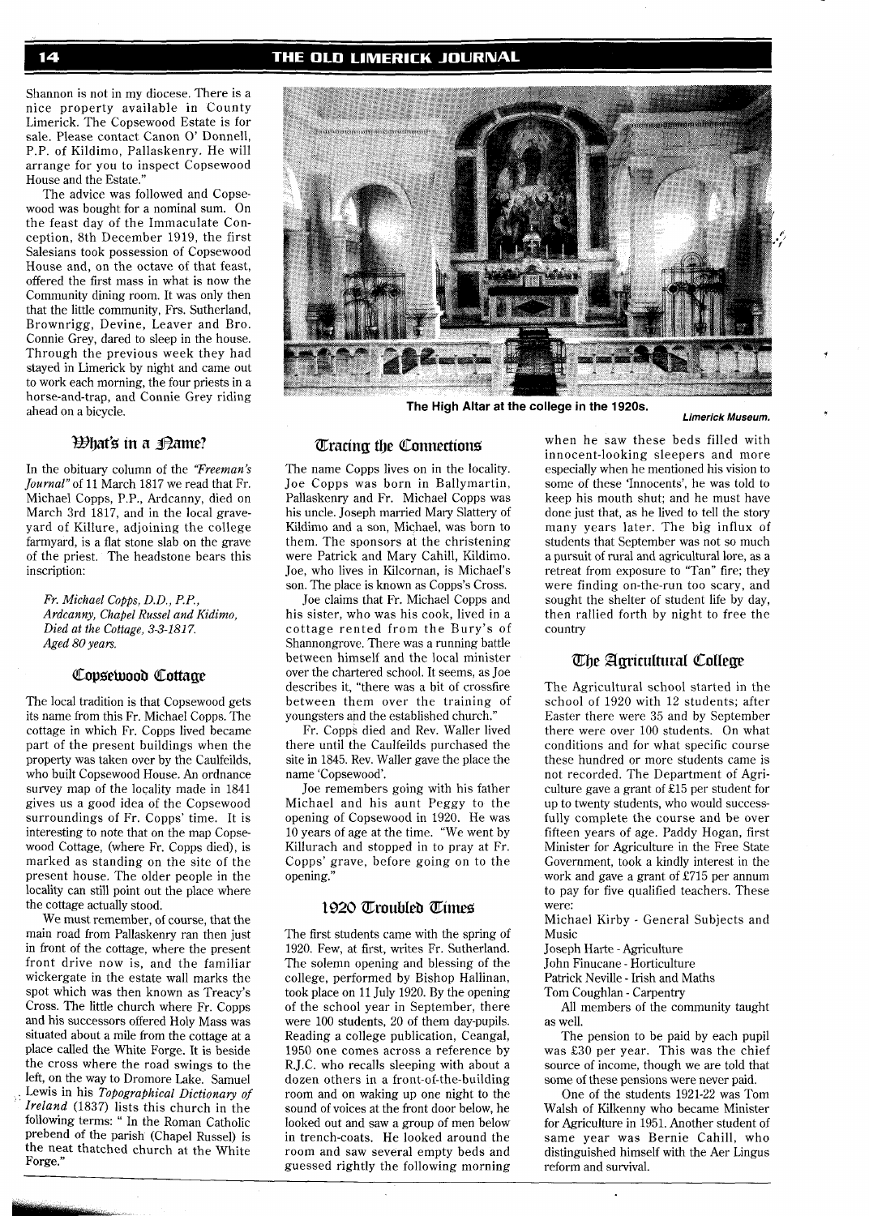Shannon is not in my diocese. There is a nice property available in County Limerick. The Copsewood Estate is for sale. Please contact Canon O' Donnell, P.P. of Kildimo, Pallaskenry. He will arrange for you to inspect Copsewood House and the Estate."

The advice was followed and Copsewood was bought for a nominal sum. On the feast day of the Immaculate Conception, 8th December 1919, the first Salesians took possession of Copsewood House and, on the octave of that feast, offered the first mass in what is now the Community dining room. It was only then that the little community, Frs. Sutherland, Brownrigg, Devine, Leaver and Bro. Connie Grey, dared to sleep in the house. Through the previous week they had stayed in Limerick by night and came out to work each morning, the four priests in a horse-and-trap, and Connie Grey riding ahead on a bicycle.

## What's in a Name?

In the obituary column of the *"Freeman's Journal"* of 11 March 1817 we read that Fr. Michael Copps, P.P., Ardcanny, died on March 3rd 1817, and in the local graveyard of Killure, adjoining the college farmyard, is a flat stone slab on the grave of the priest. The headstone bears this inscription:

*Fr. Michael Copps, D.D., P.P.,*
*Ardcanny, Chapel Russel and Kidimo,*
*Died at the Cottage, 3-3-1817.*
*Aged 80 years.*

## Copsewood Cottage

The local tradition is that Copsewood gets its name from this Fr. Michael Copps. The cottage in which Fr. Copps lived became part of the present buildings when the property was taken over by the Caulfeilds, who built Copsewood House. An ordnance survey map of the locality made in 1841 gives us a good idea of the Copsewood surroundings of Fr. Copps' time. It is interesting to note that on the map Copsewood Cottage, (where Fr. Copps died), is marked as standing on the site of the present house. The older people in the locality can still point out the place where the cottage actually stood.

We must remember, of course, that the main road from Pallaskenry ran then just in front of the cottage, where the present front drive now is, and the familiar wickergate in the estate wall marks the spot which was then known as Treacy's Cross. The little church where Fr. Copps and his successors offered Holy Mass was situated about a mile from the cottage at a place called the White Forge. It is beside the cross where the road swings to the left, on the way to Dromore Lake. Samuel Lewis in his *Topographical Dictionary of Ireland* (1837) lists this church in the following terms: " In the Roman Catholic prebend of the parish (Chapel Russel) is the neat thatched church at the White Forge."

The High Altar at the college in the 1920s.

*Limerick Museum.*

## Tracing the Connections

The name Copps lives on in the locality. Joe Copps was born in Ballymartin, Pallaskenry and Fr. Michael Copps was his uncle. Joseph married Mary Slattery of Kildimo and a son, Michael, was born to them. The sponsors at the christening were Patrick and Mary Cahill, Kildimo. Joe, who lives in Kilcornan, is Michael's son. The place is known as Copps's Cross.

Joe claims that Fr. Michael Copps and his sister, who was his cook, lived in a cottage rented from the Bury's of Shannongrove. There was a running battle between himself and the local minister over the chartered school. It seems, as Joe describes it, "there was a bit of crossfire between them over the training of youngsters and the established church."

Fr. Copps died and Rev. Waller lived there until the Caulfeilds purchased the site in 1845. Rev. Waller gave the place the name 'Copsewood'.

Joe remembers going with his father Michael and his aunt Peggy to the opening of Copsewood in 1920. He was 10 years of age at the time. "We went by Killurach and stopped in to pray at Fr. Copps' grave, before going on to the opening."

## 1920 Troubled Times

The first students came with the spring of 1920. Few, at first, writes Fr. Sutherland. The solemn opening and blessing of the college, performed by Bishop Hallinan, took place on 11 July 1920. By the opening of the school year in September, there were 100 students, 20 of them day-pupils. Reading a college publication, Ceangal, 1950 one comes across a reference by R.J.C. who recalls sleeping with about a dozen others in a front-of-the-building room and on waking up one night to the sound of voices at the front door below, he looked out and saw a group of men below in trench-coats. He looked around the room and saw several empty beds and guessed rightly the following morning when he saw these beds filled with innocent-looking sleepers and more especially when he mentioned his vision to some of these 'Innocents', he was told to keep his mouth shut; and he must have done just that, as he lived to tell the story many years later. The big influx of students that September was not so much a pursuit of rural and agricultural lore, as a retreat from exposure to "Tan" fire; they were finding on-the-run too scary, and sought the shelter of student life by day, then rallied forth by night to free the country

## The Agricultural College

The Agricultural school started in the school of 1920 with 12 students; after Easter there were 35 and by September there were over 100 students. On what conditions and for what specific course these hundred or more students came is not recorded. The Department of Agriculture gave a grant of £15 per student for up to twenty students, who would successfully complete the course and be over fifteen years of age. Paddy Hogan, first Minister for Agriculture in the Free State Government, took a kindly interest in the work and gave a grant of £715 per annum to pay for five qualified teachers. These were:

Michael Kirby - General Subjects and Music
Joseph Harte - Agriculture
John Finucane - Horticulture
Patrick Neville - Irish and Maths
Tom Coughlan - Carpentry

All members of the community taught as well.

The pension to be paid by each pupil was £30 per year. This was the chief source of income, though we are told that some of these pensions were never paid.

One of the students 1921-22 was Tom Walsh of Kilkenny who became Minister for Agriculture in 1951. Another student of same year was Bernie Cahill, who distinguished himself with the Aer Lingus reform and survival.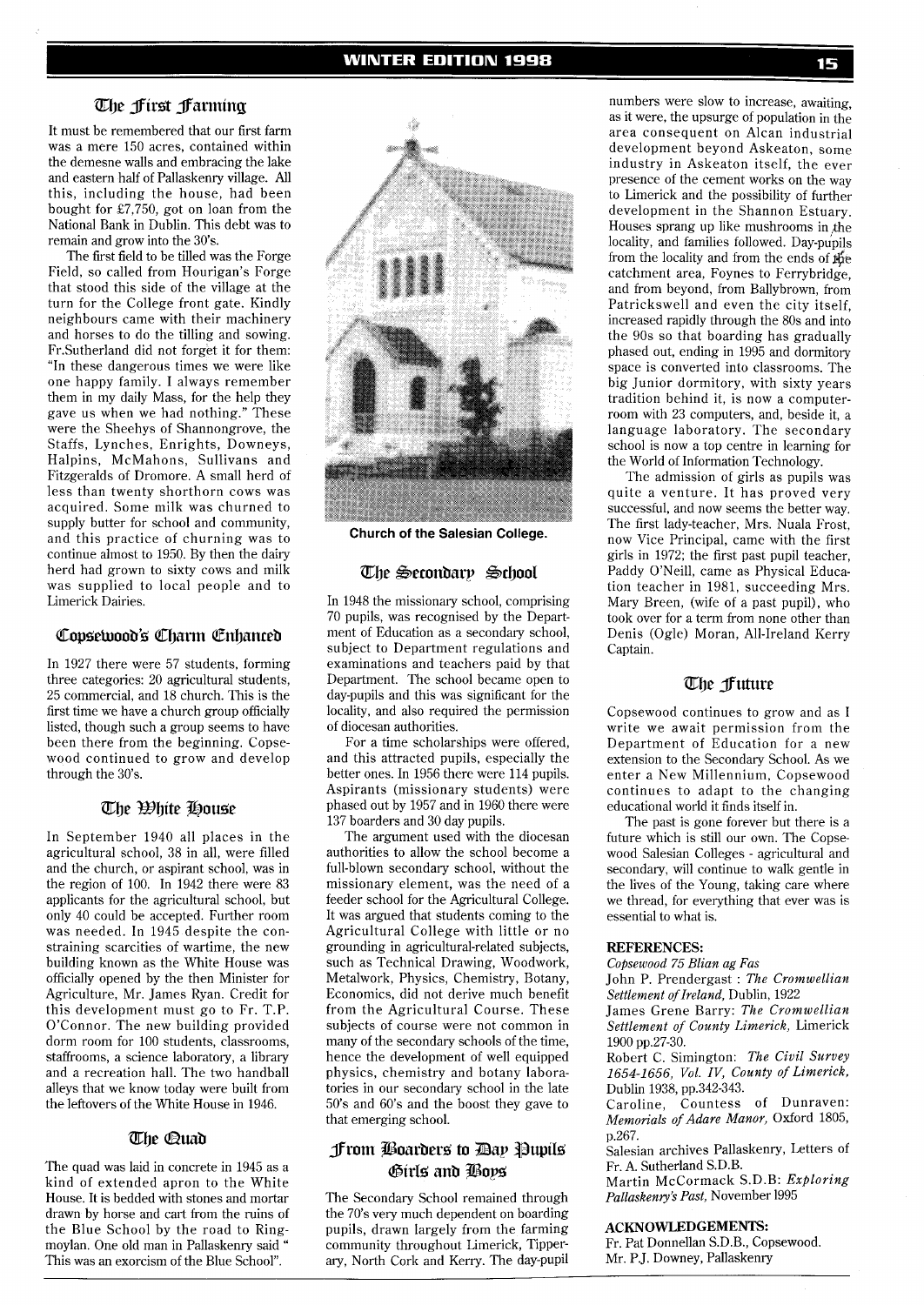## The First Farming

It must be remembered that our first farm was a mere 150 acres, contained within the demesne walls and embracing the lake and eastern half of Pallaskenry village. All this, including the house, had been bought for £7,750, got on loan from the National Bank in Dublin. This debt was to remain and grow into the 30's.

The first field to be tilled was the Forge Field, so called from Hourigan's Forge that stood this side of the village at the turn for the College front gate. Kindly neighbours came with their machinery and horses to do the tilling and sowing. Fr.Sutherland did not forget it for them: "In these dangerous times we were like one happy family. I always remember them in my daily Mass, for the help they gave us when we had nothing." These were the Sheehys of Shannongrove, the Staffs, Lynches, Enrights, Downeys, Halpins, McMahons, Sullivans and Fitzgeralds of Dromore. A small herd of less than twenty shorthorn cows was acquired. Some milk was churned to supply butter for school and community, and this practice of churning was to continue almost to 1950. By then the dairy herd had grown to sixty cows and milk was supplied to local people and to Limerick Dairies.

## Copsewood's Charm Enhanced

In 1927 there were 57 students, forming three categories: 20 agricultural students, 25 commercial, and 18 church. This is the first time we have a church group officially listed, though such a group seems to have been there from the beginning. Copsewood continued to grow and develop through the 30's.

## The White House

In September 1940 all places in the agricultural school, 38 in all, were filled and the church, or aspirant school, was in the region of 100. In 1942 there were 83 applicants for the agricultural school, but only 40 could be accepted. Further room was needed. In 1945 despite the constraining scarcities of wartime, the new building known as the White House was officially opened by the then Minister for Agriculture, Mr. James Ryan. Credit for this development must go to Fr. T.P. O'Connor. The new building provided dorm room for 100 students, classrooms, staffrooms, a science laboratory, a library and a recreation hall. The two handball alleys that we know today were built from the leftovers of the White House in 1946.

## The Quad

The quad was laid in concrete in 1945 as a kind of extended apron to the White House. It is bedded with stones and mortar drawn by horse and cart from the ruins of the Blue School by the road to Ringmoylan. One old man in Pallaskenry said " This was an exorcism of the Blue School".

Church of the Salesian College.

## The Secondary School

In 1948 the missionary school, comprising 70 pupils, was recognised by the Department of Education as a secondary school, subject to Department regulations and examinations and teachers paid by that Department. The school became open to day-pupils and this was significant for the locality, and also required the permission of diocesan authorities.

For a time scholarships were offered, and this attracted pupils, especially the better ones. In 1956 there were 114 pupils. Aspirants (missionary students) were phased out by 1957 and in 1960 there were 137 boarders and 30 day pupils.

The argument used with the diocesan authorities to allow the school become a full-blown secondary school, without the missionary element, was the need of a feeder school for the Agricultural College. It was argued that students coming to the Agricultural College with little or no grounding in agricultural-related subjects, such as Technical Drawing, Woodwork, Metalwork, Physics, Chemistry, Botany, Economics, did not derive much benefit from the Agricultural Course. These subjects of course were not common in many of the secondary schools of the time, hence the development of well equipped physics, chemistry and botany laboratories in our secondary school in the late 50's and 60's and the boost they gave to that emerging school.

## From Boarders to Day Pupils Girls and Boys

The Secondary School remained through the 70's very much dependent on boarding pupils, drawn largely from the farming community throughout Limerick, Tipperary, North Cork and Kerry. The day-pupil numbers were slow to increase, awaiting, as it were, the upsurge of population in the area consequent on Alcan industrial development beyond Askeaton, some industry in Askeaton itself, the ever presence of the cement works on the way to Limerick and the possibility of further development in the Shannon Estuary. Houses sprang up like mushrooms in the locality, and families followed. Day-pupils from the locality and from the ends of the catchment area, Foynes to Ferrybridge, and from beyond, from Ballybrown, from Patrickswell and even the city itself, increased rapidly through the 80s and into the 90s so that boarding has gradually phased out, ending in 1995 and dormitory space is converted into classrooms. The big Junior dormitory, with sixty years tradition behind it, is now a computer-room with 23 computers, and, beside it, a language laboratory. The secondary school is now a top centre in learning for the World of Information Technology.

The admission of girls as pupils was quite a venture. It has proved very successful, and now seems the better way. The first lady-teacher, Mrs. Nuala Frost, now Vice Principal, came with the first girls in 1972; the first past pupil teacher, Paddy O'Neill, came as Physical Education teacher in 1981, succeeding Mrs. Mary Breen, (wife of a past pupil), who took over for a term from none other than Denis (Ogle) Moran, All-Ireland Kerry Captain.

## The Future

Copsewood continues to grow and as I write we await permission from the Department of Education for a new extension to the Secondary School. As we enter a New Millennium, Copsewood continues to adapt to the changing educational world it finds itself in.

The past is gone forever but there is a future which is still our own. The Copsewood Salesian Colleges - agricultural and secondary, will continue to walk gentle in the lives of the Young, taking care where we thread, for everything that ever was is essential to what is.

**REFERENCES:**

*Copsewood 75 Blian ag Fas*

John P. Prendergast : *The Cromwellian Settlement of Ireland*, Dublin, 1922

James Grene Barry: *The Cromwellian Settlement of County Limerick*, Limerick 1900 pp.27-30.

Robert C. Simington: *The Civil Survey 1654-1656, Vol. IV, County of Limerick*, Dublin 1938, pp.342-343.

Caroline, Countess of Dunraven: *Memorials of Adare Manor*, Oxford 1805, p.267.

Salesian archives Pallaskenry, Letters of Fr. A. Sutherland S.D.B.

Martin McCormack S.D.B: *Exploring Pallaskenry's Past*, November 1995

**ACKNOWLEDGEMENTS:**

Fr. Pat Donnellan S.D.B., Copsewood.

Mr. P.J. Downey, Pallaskenry